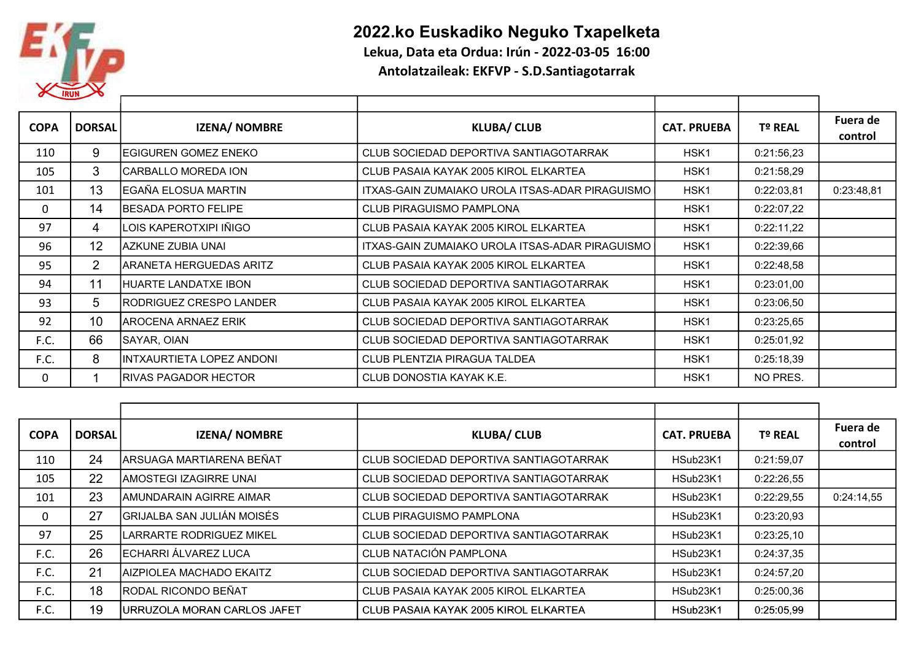# 2022.ko Euskadiko Neguko Txapelketa

**Lekua, Data eta Ordua: Irún - 2022-03-05 16:00**

**Antolatzaileak: EKFVP - S.D.Santiagotarrak**

| COPA | DORSAL | IZENA/ NOMBRE | KLUBA/ CLUB | CAT. PRUEBA | Tº REAL | Fuera de control |
|---|---|---|---|---|---|---|
| 110 | 9 | EGIGUREN GOMEZ ENEKO | CLUB SOCIEDAD DEPORTIVA SANTIAGOTARRAK | HSK1 | 0:21:56,23 | |
| 105 | 3 | CARBALLO MOREDA ION | CLUB PASAIA KAYAK 2005 KIROL ELKARTEA | HSK1 | 0:21:58,29 | |
| 101 | 13 | EGAÑA ELOSUA MARTIN | ITXAS-GAIN ZUMAIAKO UROLA ITSAS-ADAR PIRAGUISMO | HSK1 | 0:22:03,81 | 0:23:48,81 |
| 0 | 14 | BESADA PORTO FELIPE | CLUB PIRAGUISMO PAMPLONA | HSK1 | 0:22:07,22 | |
| 97 | 4 | LOIS KAPEROTXIPI IÑIGO | CLUB PASAIA KAYAK 2005 KIROL ELKARTEA | HSK1 | 0:22:11,22 | |
| 96 | 12 | AZKUNE ZUBIA UNAI | ITXAS-GAIN ZUMAIAKO UROLA ITSAS-ADAR PIRAGUISMO | HSK1 | 0:22:39,66 | |
| 95 | 2 | ARANETA HERGUEDAS ARITZ | CLUB PASAIA KAYAK 2005 KIROL ELKARTEA | HSK1 | 0:22:48,58 | |
| 94 | 11 | HUARTE LANDATXE IBON | CLUB SOCIEDAD DEPORTIVA SANTIAGOTARRAK | HSK1 | 0:23:01,00 | |
| 93 | 5 | RODRIGUEZ CRESPO LANDER | CLUB PASAIA KAYAK 2005 KIROL ELKARTEA | HSK1 | 0:23:06,50 | |
| 92 | 10 | AROCENA ARNAEZ ERIK | CLUB SOCIEDAD DEPORTIVA SANTIAGOTARRAK | HSK1 | 0:23:25,65 | |
| F.C. | 66 | SAYAR, OIAN | CLUB SOCIEDAD DEPORTIVA SANTIAGOTARRAK | HSK1 | 0:25:01,92 | |
| F.C. | 8 | INTXAURTIETA LOPEZ ANDONI | CLUB PLENTZIA PIRAGUA TALDEA | HSK1 | 0:25:18,39 | |
| 0 | 1 | RIVAS PAGADOR HECTOR | CLUB DONOSTIA KAYAK K.E. | HSK1 | NO PRES. | |

| COPA | DORSAL | IZENA/ NOMBRE | KLUBA/ CLUB | CAT. PRUEBA | Tº REAL | Fuera de control |
|---|---|---|---|---|---|---|
| 110 | 24 | ARSUAGA MARTIARENA BEÑAT | CLUB SOCIEDAD DEPORTIVA SANTIAGOTARRAK | HSub23K1 | 0:21:59,07 | |
| 105 | 22 | AMOSTEGI IZAGIRRE UNAI | CLUB SOCIEDAD DEPORTIVA SANTIAGOTARRAK | HSub23K1 | 0:22:26,55 | |
| 101 | 23 | AMUNDARAIN AGIRRE AIMAR | CLUB SOCIEDAD DEPORTIVA SANTIAGOTARRAK | HSub23K1 | 0:22:29,55 | 0:24:14,55 |
| 0 | 27 | GRIJALBA SAN JULIÁN MOISÉS | CLUB PIRAGUISMO PAMPLONA | HSub23K1 | 0:23:20,93 | |
| 97 | 25 | LARRARTE RODRIGUEZ MIKEL | CLUB SOCIEDAD DEPORTIVA SANTIAGOTARRAK | HSub23K1 | 0:23:25,10 | |
| F.C. | 26 | ECHARRI ÁLVAREZ LUCA | CLUB NATACIÓN PAMPLONA | HSub23K1 | 0:24:37,35 | |
| F.C. | 21 | AIZPIOLEA MACHADO EKAITZ | CLUB SOCIEDAD DEPORTIVA SANTIAGOTARRAK | HSub23K1 | 0:24:57,20 | |
| F.C. | 18 | RODAL RICONDO BEÑAT | CLUB PASAIA KAYAK 2005 KIROL ELKARTEA | HSub23K1 | 0:25:00,36 | |
| F.C. | 19 | URRUZOLA MORAN CARLOS JAFET | CLUB PASAIA KAYAK 2005 KIROL ELKARTEA | HSub23K1 | 0:25:05,99 | |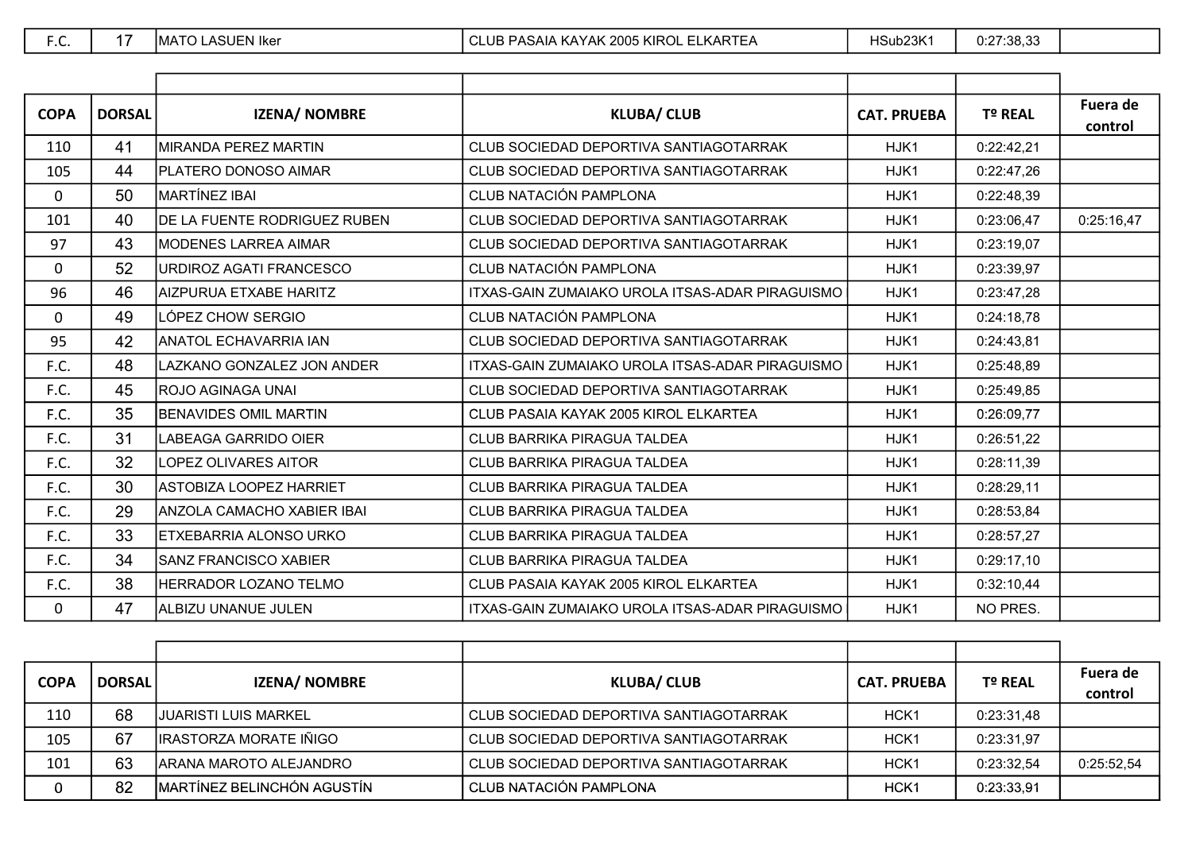| F.C. | 17 | MATO LASUEN Iker | CLUB PASAIA KAYAK 2005 KIROL ELKARTEA | HSub23K1 | 0:27:38,33 | |
|---|---|---|---|---|---|---|

| COPA | DORSAL | IZENA/ NOMBRE | KLUBA/ CLUB | CAT. PRUEBA | Tº REAL | Fuera de control |
|---|---|---|---|---|---|---|
| 110 | 41 | MIRANDA PEREZ MARTIN | CLUB SOCIEDAD DEPORTIVA SANTIAGOTARRAK | HJK1 | 0:22:42,21 | |
| 105 | 44 | PLATERO DONOSO AIMAR | CLUB SOCIEDAD DEPORTIVA SANTIAGOTARRAK | HJK1 | 0:22:47,26 | |
| 0 | 50 | MARTÍNEZ IBAI | CLUB NATACIÓN PAMPLONA | HJK1 | 0:22:48,39 | |
| 101 | 40 | DE LA FUENTE RODRIGUEZ RUBEN | CLUB SOCIEDAD DEPORTIVA SANTIAGOTARRAK | HJK1 | 0:23:06,47 | 0:25:16,47 |
| 97 | 43 | MODENES LARREA AIMAR | CLUB SOCIEDAD DEPORTIVA SANTIAGOTARRAK | HJK1 | 0:23:19,07 | |
| 0 | 52 | URDIROZ AGATI FRANCESCO | CLUB NATACIÓN PAMPLONA | HJK1 | 0:23:39,97 | |
| 96 | 46 | AIZPURUA ETXABE HARITZ | ITXAS-GAIN ZUMAIAKO UROLA ITSAS-ADAR PIRAGUISMO | HJK1 | 0:23:47,28 | |
| 0 | 49 | LÓPEZ CHOW SERGIO | CLUB NATACIÓN PAMPLONA | HJK1 | 0:24:18,78 | |
| 95 | 42 | ANATOL ECHAVARRIA IAN | CLUB SOCIEDAD DEPORTIVA SANTIAGOTARRAK | HJK1 | 0:24:43,81 | |
| F.C. | 48 | LAZKANO GONZALEZ JON ANDER | ITXAS-GAIN ZUMAIAKO UROLA ITSAS-ADAR PIRAGUISMO | HJK1 | 0:25:48,89 | |
| F.C. | 45 | ROJO AGINAGA UNAI | CLUB SOCIEDAD DEPORTIVA SANTIAGOTARRAK | HJK1 | 0:25:49,85 | |
| F.C. | 35 | BENAVIDES OMIL MARTIN | CLUB PASAIA KAYAK 2005 KIROL ELKARTEA | HJK1 | 0:26:09,77 | |
| F.C. | 31 | LABEAGA GARRIDO OIER | CLUB BARRIKA PIRAGUA TALDEA | HJK1 | 0:26:51,22 | |
| F.C. | 32 | LOPEZ OLIVARES AITOR | CLUB BARRIKA PIRAGUA TALDEA | HJK1 | 0:28:11,39 | |
| F.C. | 30 | ASTOBIZA LOOPEZ HARRIET | CLUB BARRIKA PIRAGUA TALDEA | HJK1 | 0:28:29,11 | |
| F.C. | 29 | ANZOLA CAMACHO XABIER IBAI | CLUB BARRIKA PIRAGUA TALDEA | HJK1 | 0:28:53,84 | |
| F.C. | 33 | ETXEBARRIA ALONSO URKO | CLUB BARRIKA PIRAGUA TALDEA | HJK1 | 0:28:57,27 | |
| F.C. | 34 | SANZ FRANCISCO XABIER | CLUB BARRIKA PIRAGUA TALDEA | HJK1 | 0:29:17,10 | |
| F.C. | 38 | HERRADOR LOZANO TELMO | CLUB PASAIA KAYAK 2005 KIROL ELKARTEA | HJK1 | 0:32:10,44 | |
| 0 | 47 | ALBIZU UNANUE JULEN | ITXAS-GAIN ZUMAIAKO UROLA ITSAS-ADAR PIRAGUISMO | HJK1 | NO PRES. | |

| COPA | DORSAL | IZENA/ NOMBRE | KLUBA/ CLUB | CAT. PRUEBA | Tº REAL | Fuera de control |
|---|---|---|---|---|---|---|
| 110 | 68 | JUARISTI LUIS MARKEL | CLUB SOCIEDAD DEPORTIVA SANTIAGOTARRAK | HCK1 | 0:23:31,48 | |
| 105 | 67 | IRASTORZA MORATE IÑIGO | CLUB SOCIEDAD DEPORTIVA SANTIAGOTARRAK | HCK1 | 0:23:31,97 | |
| 101 | 63 | ARANA MAROTO ALEJANDRO | CLUB SOCIEDAD DEPORTIVA SANTIAGOTARRAK | HCK1 | 0:23:32,54 | 0:25:52,54 |
| 0 | 82 | MARTÍNEZ BELINCHÓN AGUSTÍN | CLUB NATACIÓN PAMPLONA | HCK1 | 0:23:33,91 | |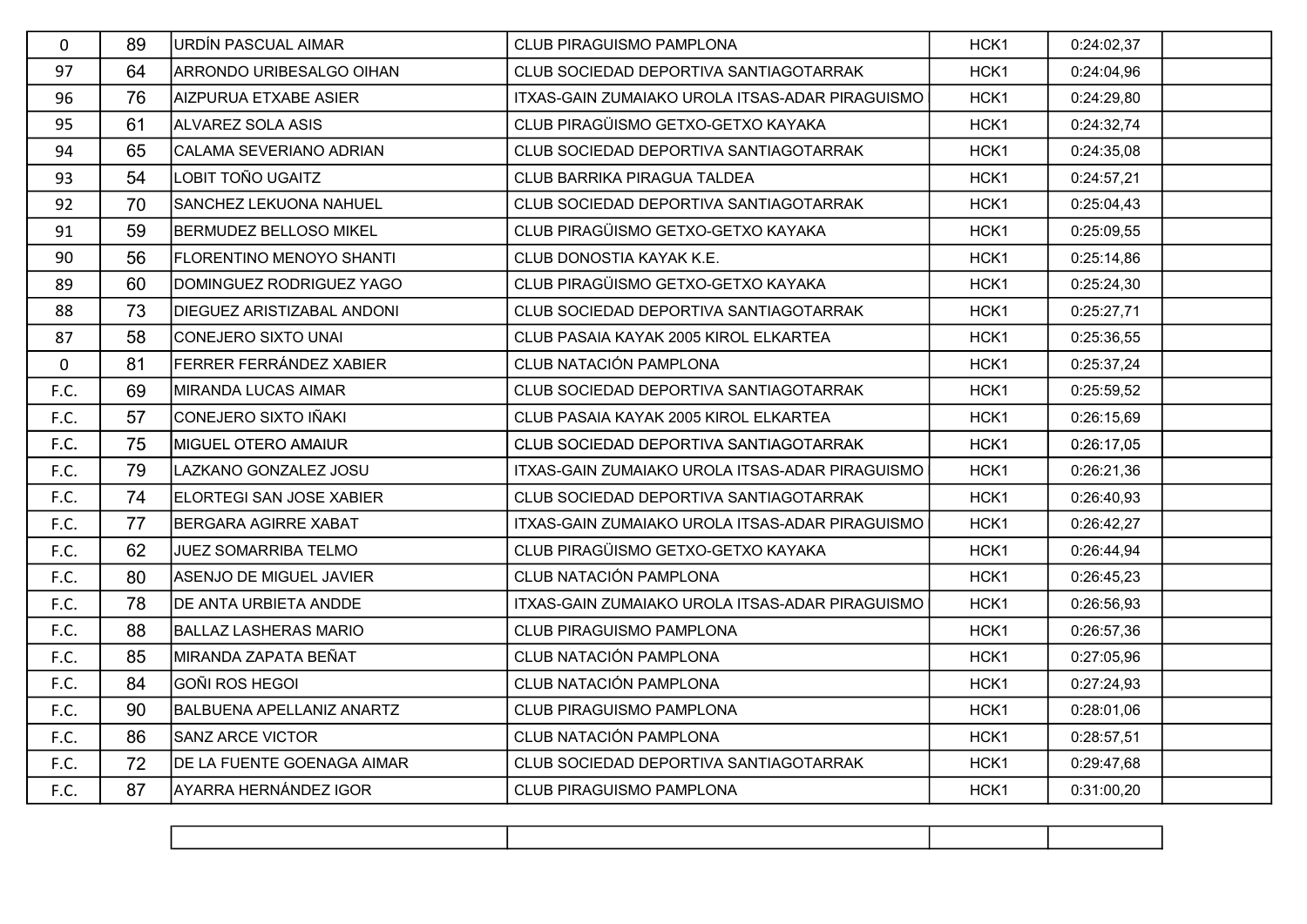| | | | | | | |
|---|---|---|---|---|---|---|
| 0 | 89 | URDÍN PASCUAL AIMAR | CLUB PIRAGUISMO PAMPLONA | HCK1 | 0:24:02,37 | |
| 97 | 64 | ARRONDO URIBESALGO OIHAN | CLUB SOCIEDAD DEPORTIVA SANTIAGOTARRAK | HCK1 | 0:24:04,96 | |
| 96 | 76 | AIZPURUA ETXABE ASIER | ITXAS-GAIN ZUMAIAKO UROLA ITSAS-ADAR PIRAGUISMO | HCK1 | 0:24:29,80 | |
| 95 | 61 | ALVAREZ SOLA ASIS | CLUB PIRAGÜISMO GETXO-GETXO KAYAKA | HCK1 | 0:24:32,74 | |
| 94 | 65 | CALAMA SEVERIANO ADRIAN | CLUB SOCIEDAD DEPORTIVA SANTIAGOTARRAK | HCK1 | 0:24:35,08 | |
| 93 | 54 | LOBIT TOÑO UGAITZ | CLUB BARRIKA PIRAGUA TALDEA | HCK1 | 0:24:57,21 | |
| 92 | 70 | SANCHEZ LEKUONA NAHUEL | CLUB SOCIEDAD DEPORTIVA SANTIAGOTARRAK | HCK1 | 0:25:04,43 | |
| 91 | 59 | BERMUDEZ BELLOSO MIKEL | CLUB PIRAGÜISMO GETXO-GETXO KAYAKA | HCK1 | 0:25:09,55 | |
| 90 | 56 | FLORENTINO MENOYO SHANTI | CLUB DONOSTIA KAYAK K.E. | HCK1 | 0:25:14,86 | |
| 89 | 60 | DOMINGUEZ RODRIGUEZ YAGO | CLUB PIRAGÜISMO GETXO-GETXO KAYAKA | HCK1 | 0:25:24,30 | |
| 88 | 73 | DIEGUEZ ARISTIZABAL ANDONI | CLUB SOCIEDAD DEPORTIVA SANTIAGOTARRAK | HCK1 | 0:25:27,71 | |
| 87 | 58 | CONEJERO SIXTO UNAI | CLUB PASAIA KAYAK 2005 KIROL ELKARTEA | HCK1 | 0:25:36,55 | |
| 0 | 81 | FERRER FERRÁNDEZ XABIER | CLUB NATACIÓN PAMPLONA | HCK1 | 0:25:37,24 | |
| F.C. | 69 | MIRANDA LUCAS AIMAR | CLUB SOCIEDAD DEPORTIVA SANTIAGOTARRAK | HCK1 | 0:25:59,52 | |
| F.C. | 57 | CONEJERO SIXTO IÑAKI | CLUB PASAIA KAYAK 2005 KIROL ELKARTEA | HCK1 | 0:26:15,69 | |
| F.C. | 75 | MIGUEL OTERO AMAIUR | CLUB SOCIEDAD DEPORTIVA SANTIAGOTARRAK | HCK1 | 0:26:17,05 | |
| F.C. | 79 | LAZKANO GONZALEZ JOSU | ITXAS-GAIN ZUMAIAKO UROLA ITSAS-ADAR PIRAGUISMO | HCK1 | 0:26:21,36 | |
| F.C. | 74 | ELORTEGI SAN JOSE XABIER | CLUB SOCIEDAD DEPORTIVA SANTIAGOTARRAK | HCK1 | 0:26:40,93 | |
| F.C. | 77 | BERGARA AGIRRE XABAT | ITXAS-GAIN ZUMAIAKO UROLA ITSAS-ADAR PIRAGUISMO | HCK1 | 0:26:42,27 | |
| F.C. | 62 | JUEZ SOMARRIBA TELMO | CLUB PIRAGÜISMO GETXO-GETXO KAYAKA | HCK1 | 0:26:44,94 | |
| F.C. | 80 | ASENJO DE MIGUEL JAVIER | CLUB NATACIÓN PAMPLONA | HCK1 | 0:26:45,23 | |
| F.C. | 78 | DE ANTA URBIETA ANDDE | ITXAS-GAIN ZUMAIAKO UROLA ITSAS-ADAR PIRAGUISMO | HCK1 | 0:26:56,93 | |
| F.C. | 88 | BALLAZ LASHERAS MARIO | CLUB PIRAGUISMO PAMPLONA | HCK1 | 0:26:57,36 | |
| F.C. | 85 | MIRANDA ZAPATA BEÑAT | CLUB NATACIÓN PAMPLONA | HCK1 | 0:27:05,96 | |
| F.C. | 84 | GOÑI ROS HEGOI | CLUB NATACIÓN PAMPLONA | HCK1 | 0:27:24,93 | |
| F.C. | 90 | BALBUENA APELLANIZ ANARTZ | CLUB PIRAGUISMO PAMPLONA | HCK1 | 0:28:01,06 | |
| F.C. | 86 | SANZ ARCE VICTOR | CLUB NATACIÓN PAMPLONA | HCK1 | 0:28:57,51 | |
| F.C. | 72 | DE LA FUENTE GOENAGA AIMAR | CLUB SOCIEDAD DEPORTIVA SANTIAGOTARRAK | HCK1 | 0:29:47,68 | |
| F.C. | 87 | AYARRA HERNÁNDEZ IGOR | CLUB PIRAGUISMO PAMPLONA | HCK1 | 0:31:00,20 | |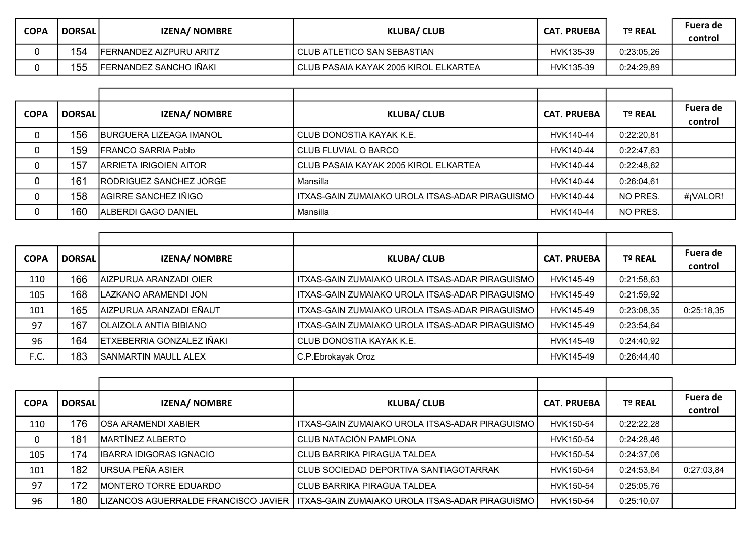| COPA | DORSAL | IZENA/ NOMBRE | KLUBA/ CLUB | CAT. PRUEBA | Tº REAL | Fuera de control |
|---|---|---|---|---|---|---|
| 0 | 154 | FERNANDEZ AIZPURU ARITZ | CLUB ATLETICO SAN SEBASTIAN | HVK135-39 | 0:23:05,26 | |
| 0 | 155 | FERNANDEZ SANCHO IÑAKI | CLUB PASAIA KAYAK 2005 KIROL ELKARTEA | HVK135-39 | 0:24:29,89 | |

| COPA | DORSAL | IZENA/ NOMBRE | KLUBA/ CLUB | CAT. PRUEBA | Tº REAL | Fuera de control |
|---|---|---|---|---|---|---|
| 0 | 156 | BURGUERA LIZEAGA IMANOL | CLUB DONOSTIA KAYAK K.E. | HVK140-44 | 0:22:20,81 | |
| 0 | 159 | FRANCO SARRIA Pablo | CLUB FLUVIAL O BARCO | HVK140-44 | 0:22:47,63 | |
| 0 | 157 | ARRIETA IRIGOIEN AITOR | CLUB PASAIA KAYAK 2005 KIROL ELKARTEA | HVK140-44 | 0:22:48,62 | |
| 0 | 161 | RODRIGUEZ SANCHEZ JORGE | Mansilla | HVK140-44 | 0:26:04,61 | |
| 0 | 158 | AGIRRE SANCHEZ IÑIGO | ITXAS-GAIN ZUMAIAKO UROLA ITSAS-ADAR PIRAGUISMO | HVK140-44 | NO PRES. | #¡VALOR! |
| 0 | 160 | ALBERDI GAGO DANIEL | Mansilla | HVK140-44 | NO PRES. | |

| COPA | DORSAL | IZENA/ NOMBRE | KLUBA/ CLUB | CAT. PRUEBA | Tº REAL | Fuera de control |
|---|---|---|---|---|---|---|
| 110 | 166 | AIZPURUA ARANZADI OIER | ITXAS-GAIN ZUMAIAKO UROLA ITSAS-ADAR PIRAGUISMO | HVK145-49 | 0:21:58,63 | |
| 105 | 168 | LAZKANO ARAMENDI JON | ITXAS-GAIN ZUMAIAKO UROLA ITSAS-ADAR PIRAGUISMO | HVK145-49 | 0:21:59,92 | |
| 101 | 165 | AIZPURUA ARANZADI EÑAUT | ITXAS-GAIN ZUMAIAKO UROLA ITSAS-ADAR PIRAGUISMO | HVK145-49 | 0:23:08,35 | 0:25:18,35 |
| 97 | 167 | OLAIZOLA ANTIA BIBIANO | ITXAS-GAIN ZUMAIAKO UROLA ITSAS-ADAR PIRAGUISMO | HVK145-49 | 0:23:54,64 | |
| 96 | 164 | ETXEBERRIA GONZALEZ IÑAKI | CLUB DONOSTIA KAYAK K.E. | HVK145-49 | 0:24:40,92 | |
| F.C. | 183 | SANMARTIN MAULL ALEX | C.P.Ebrokayak Oroz | HVK145-49 | 0:26:44,40 | |

| COPA | DORSAL | IZENA/ NOMBRE | KLUBA/ CLUB | CAT. PRUEBA | Tº REAL | Fuera de control |
|---|---|---|---|---|---|---|
| 110 | 176 | OSA ARAMENDI XABIER | ITXAS-GAIN ZUMAIAKO UROLA ITSAS-ADAR PIRAGUISMO | HVK150-54 | 0:22:22,28 | |
| 0 | 181 | MARTÍNEZ ALBERTO | CLUB NATACIÓN PAMPLONA | HVK150-54 | 0:24:28,46 | |
| 105 | 174 | IBARRA IDIGORAS IGNACIO | CLUB BARRIKA PIRAGUA TALDEA | HVK150-54 | 0:24:37,06 | |
| 101 | 182 | URSUA PEÑA ASIER | CLUB SOCIEDAD DEPORTIVA SANTIAGOTARRAK | HVK150-54 | 0:24:53,84 | 0:27:03,84 |
| 97 | 172 | MONTERO TORRE EDUARDO | CLUB BARRIKA PIRAGUA TALDEA | HVK150-54 | 0:25:05,76 | |
| 96 | 180 | LIZANCOS AGUERRALDE FRANCISCO JAVIER | ITXAS-GAIN ZUMAIAKO UROLA ITSAS-ADAR PIRAGUISMO | HVK150-54 | 0:25:10,07 | |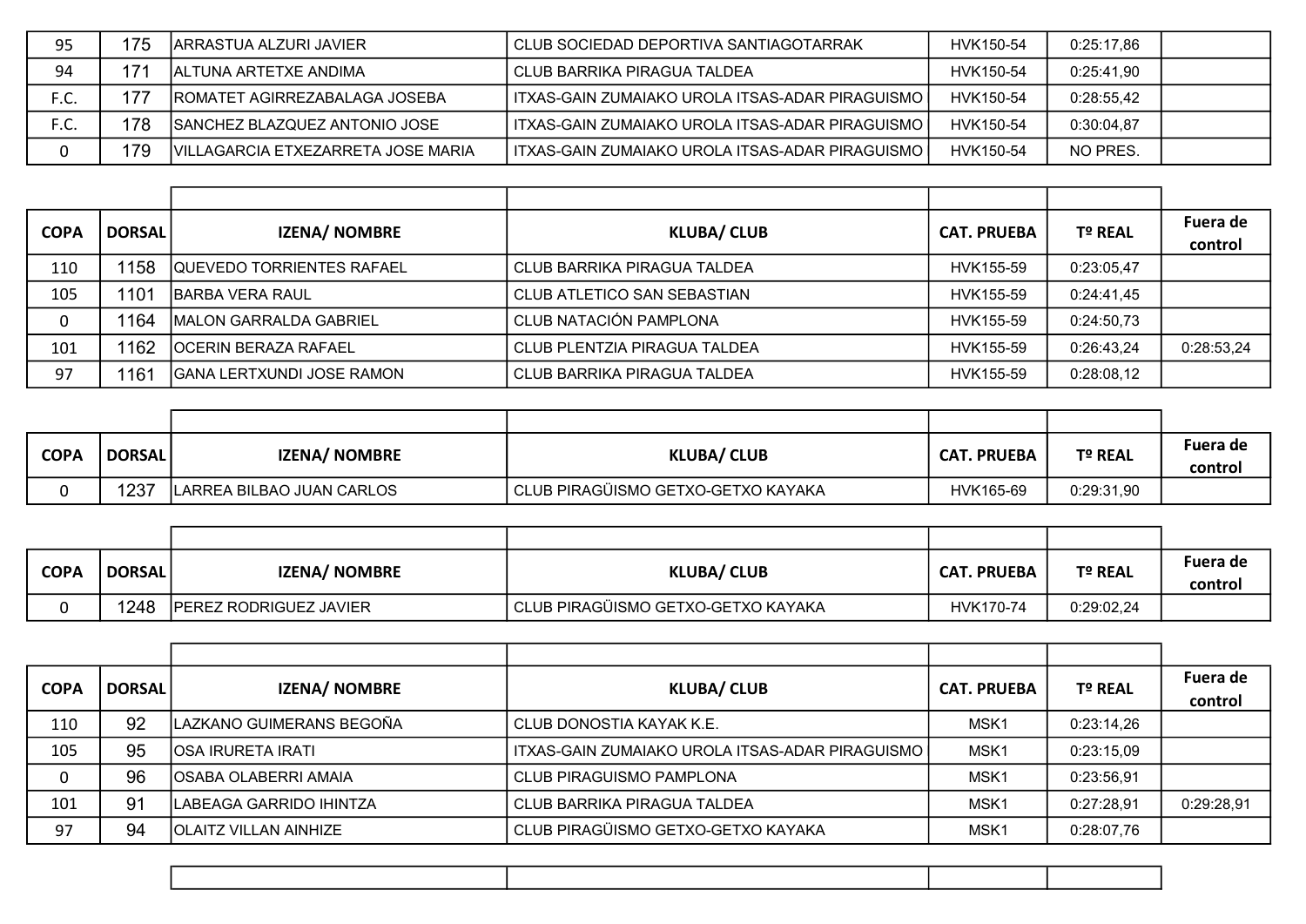| COPA | DORSAL | IZENA/ NOMBRE | KLUBA/ CLUB | CAT. PRUEBA | Tº REAL | Fuera de control |
|---|---|---|---|---|---|---|
| 95 | 175 | ARRASTUA ALZURI JAVIER | CLUB SOCIEDAD DEPORTIVA SANTIAGOTARRAK | HVK150-54 | 0:25:17,86 | |
| 94 | 171 | ALTUNA ARTETXE ANDIMA | CLUB BARRIKA PIRAGUA TALDEA | HVK150-54 | 0:25:41,90 | |
| F.C. | 177 | ROMATET AGIRREZABALAGA JOSEBA | ITXAS-GAIN ZUMAIAKO UROLA ITSAS-ADAR PIRAGUISMO | HVK150-54 | 0:28:55,42 | |
| F.C. | 178 | SANCHEZ BLAZQUEZ ANTONIO JOSE | ITXAS-GAIN ZUMAIAKO UROLA ITSAS-ADAR PIRAGUISMO | HVK150-54 | 0:30:04,87 | |
| 0 | 179 | VILLAGARCIA ETXEZARRETA JOSE MARIA | ITXAS-GAIN ZUMAIAKO UROLA ITSAS-ADAR PIRAGUISMO | HVK150-54 | NO PRES. | |

| COPA | DORSAL | IZENA/ NOMBRE | KLUBA/ CLUB | CAT. PRUEBA | Tº REAL | Fuera de control |
|---|---|---|---|---|---|---|
| 110 | 1158 | QUEVEDO TORRIENTES RAFAEL | CLUB BARRIKA PIRAGUA TALDEA | HVK155-59 | 0:23:05,47 | |
| 105 | 1101 | BARBA VERA RAUL | CLUB ATLETICO SAN SEBASTIAN | HVK155-59 | 0:24:41,45 | |
| 0 | 1164 | MALON GARRALDA GABRIEL | CLUB NATACIÓN PAMPLONA | HVK155-59 | 0:24:50,73 | |
| 101 | 1162 | OCERIN BERAZA RAFAEL | CLUB PLENTZIA PIRAGUA TALDEA | HVK155-59 | 0:26:43,24 | 0:28:53,24 |
| 97 | 1161 | GANA LERTXUNDI JOSE RAMON | CLUB BARRIKA PIRAGUA TALDEA | HVK155-59 | 0:28:08,12 | |

| COPA | DORSAL | IZENA/ NOMBRE | KLUBA/ CLUB | CAT. PRUEBA | Tº REAL | Fuera de control |
|---|---|---|---|---|---|---|
| 0 | 1237 | LARREA BILBAO JUAN CARLOS | CLUB PIRAGÜISMO GETXO-GETXO KAYAKA | HVK165-69 | 0:29:31,90 | |

| COPA | DORSAL | IZENA/ NOMBRE | KLUBA/ CLUB | CAT. PRUEBA | Tº REAL | Fuera de control |
|---|---|---|---|---|---|---|
| 0 | 1248 | PEREZ RODRIGUEZ JAVIER | CLUB PIRAGÜISMO GETXO-GETXO KAYAKA | HVK170-74 | 0:29:02,24 | |

| COPA | DORSAL | IZENA/ NOMBRE | KLUBA/ CLUB | CAT. PRUEBA | Tº REAL | Fuera de control |
|---|---|---|---|---|---|---|
| 110 | 92 | LAZKANO GUIMERANS BEGOÑA | CLUB DONOSTIA KAYAK K.E. | MSK1 | 0:23:14,26 | |
| 105 | 95 | OSA IRURETA IRATI | ITXAS-GAIN ZUMAIAKO UROLA ITSAS-ADAR PIRAGUISMO | MSK1 | 0:23:15,09 | |
| 0 | 96 | OSABA OLABERRI AMAIA | CLUB PIRAGUISMO PAMPLONA | MSK1 | 0:23:56,91 | |
| 101 | 91 | LABEAGA GARRIDO IHINTZA | CLUB BARRIKA PIRAGUA TALDEA | MSK1 | 0:27:28,91 | 0:29:28,91 |
| 97 | 94 | OLAITZ VILLAN AINHIZE | CLUB PIRAGÜISMO GETXO-GETXO KAYAKA | MSK1 | 0:28:07,76 | |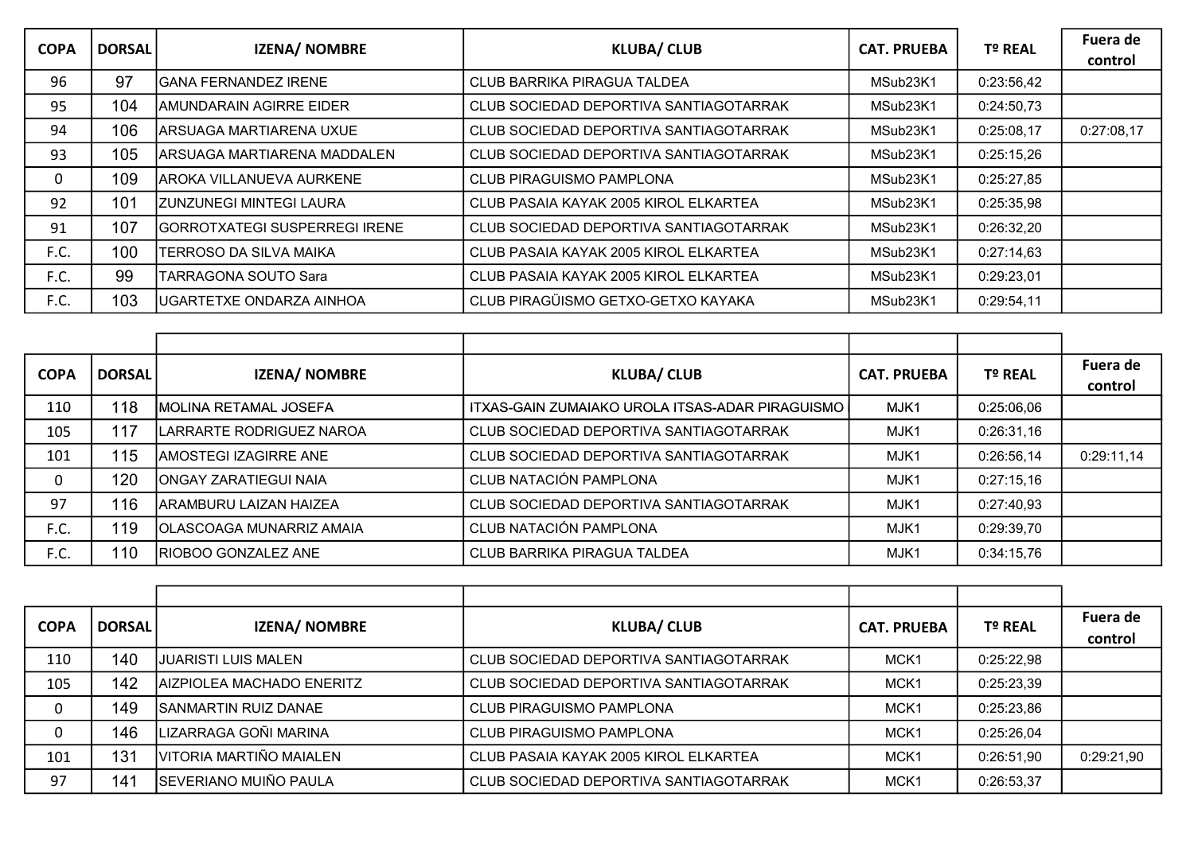| COPA | DORSAL | IZENA/ NOMBRE | KLUBA/ CLUB | CAT. PRUEBA | Tº REAL | Fuera de control |
|---|---|---|---|---|---|---|
| 96 | 97 | GANA FERNANDEZ IRENE | CLUB BARRIKA PIRAGUA TALDEA | MSub23K1 | 0:23:56,42 | |
| 95 | 104 | AMUNDARAIN AGIRRE EIDER | CLUB SOCIEDAD DEPORTIVA SANTIAGOTARRAK | MSub23K1 | 0:24:50,73 | |
| 94 | 106 | ARSUAGA MARTIARENA UXUE | CLUB SOCIEDAD DEPORTIVA SANTIAGOTARRAK | MSub23K1 | 0:25:08,17 | 0:27:08,17 |
| 93 | 105 | ARSUAGA MARTIARENA MADDALEN | CLUB SOCIEDAD DEPORTIVA SANTIAGOTARRAK | MSub23K1 | 0:25:15,26 | |
| 0 | 109 | AROKA VILLANUEVA AURKENE | CLUB PIRAGUISMO PAMPLONA | MSub23K1 | 0:25:27,85 | |
| 92 | 101 | ZUNZUNEGI MINTEGI LAURA | CLUB PASAIA KAYAK 2005 KIROL ELKARTEA | MSub23K1 | 0:25:35,98 | |
| 91 | 107 | GORROTXATEGI SUSPERREGI IRENE | CLUB SOCIEDAD DEPORTIVA SANTIAGOTARRAK | MSub23K1 | 0:26:32,20 | |
| F.C. | 100 | TERROSO DA SILVA MAIKA | CLUB PASAIA KAYAK 2005 KIROL ELKARTEA | MSub23K1 | 0:27:14,63 | |
| F.C. | 99 | TARRAGONA SOUTO Sara | CLUB PASAIA KAYAK 2005 KIROL ELKARTEA | MSub23K1 | 0:29:23,01 | |
| F.C. | 103 | UGARTETXE ONDARZA AINHOA | CLUB PIRAGÜISMO GETXO-GETXO KAYAKA | MSub23K1 | 0:29:54,11 | |

| COPA | DORSAL | IZENA/ NOMBRE | KLUBA/ CLUB | CAT. PRUEBA | Tº REAL | Fuera de control |
|---|---|---|---|---|---|---|
| 110 | 118 | MOLINA RETAMAL JOSEFA | ITXAS-GAIN ZUMAIAKO UROLA ITSAS-ADAR PIRAGUISMO | MJK1 | 0:25:06,06 | |
| 105 | 117 | LARRARTE RODRIGUEZ NAROA | CLUB SOCIEDAD DEPORTIVA SANTIAGOTARRAK | MJK1 | 0:26:31,16 | |
| 101 | 115 | AMOSTEGI IZAGIRRE ANE | CLUB SOCIEDAD DEPORTIVA SANTIAGOTARRAK | MJK1 | 0:26:56,14 | 0:29:11,14 |
| 0 | 120 | ONGAY ZARATIEGUI NAIA | CLUB NATACIÓN PAMPLONA | MJK1 | 0:27:15,16 | |
| 97 | 116 | ARAMBURU LAIZAN HAIZEA | CLUB SOCIEDAD DEPORTIVA SANTIAGOTARRAK | MJK1 | 0:27:40,93 | |
| F.C. | 119 | OLASCOAGA MUNARRIZ AMAIA | CLUB NATACIÓN PAMPLONA | MJK1 | 0:29:39,70 | |
| F.C. | 110 | RIOBOO GONZALEZ ANE | CLUB BARRIKA PIRAGUA TALDEA | MJK1 | 0:34:15,76 | |

| COPA | DORSAL | IZENA/ NOMBRE | KLUBA/ CLUB | CAT. PRUEBA | Tº REAL | Fuera de control |
|---|---|---|---|---|---|---|
| 110 | 140 | JUARISTI LUIS MALEN | CLUB SOCIEDAD DEPORTIVA SANTIAGOTARRAK | MCK1 | 0:25:22,98 | |
| 105 | 142 | AIZPIOLEA MACHADO ENERITZ | CLUB SOCIEDAD DEPORTIVA SANTIAGOTARRAK | MCK1 | 0:25:23,39 | |
| 0 | 149 | SANMARTIN RUIZ DANAE | CLUB PIRAGUISMO PAMPLONA | MCK1 | 0:25:23,86 | |
| 0 | 146 | LIZARRAGA GOÑI MARINA | CLUB PIRAGUISMO PAMPLONA | MCK1 | 0:25:26,04 | |
| 101 | 131 | VITORIA MARTIÑO MAIALEN | CLUB PASAIA KAYAK 2005 KIROL ELKARTEA | MCK1 | 0:26:51,90 | 0:29:21,90 |
| 97 | 141 | SEVERIANO MUIÑO PAULA | CLUB SOCIEDAD DEPORTIVA SANTIAGOTARRAK | MCK1 | 0:26:53,37 | |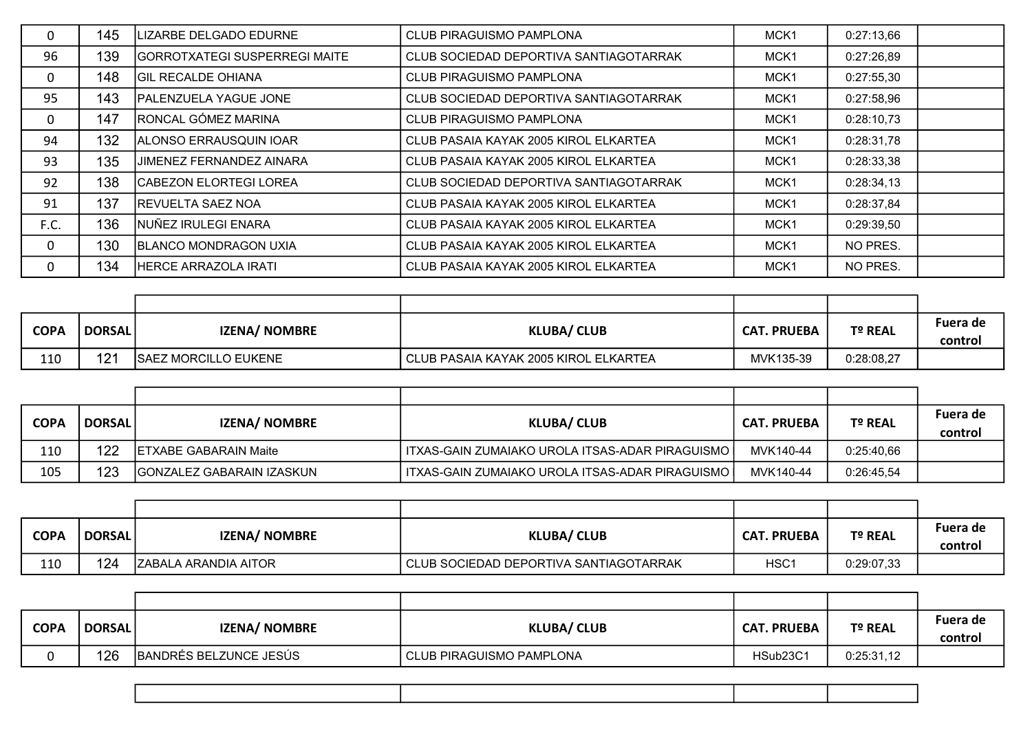| | | | | | | |
|---|---|---|---|---|---|---|
| 0 | 145 | LIZARBE DELGADO EDURNE | CLUB PIRAGUISMO PAMPLONA | MCK1 | 0:27:13,66 | |
| 96 | 139 | GORROTXATEGI SUSPERREGI MAITE | CLUB SOCIEDAD DEPORTIVA SANTIAGOTARRAK | MCK1 | 0:27:26,89 | |
| 0 | 148 | GIL RECALDE OHIANA | CLUB PIRAGUISMO PAMPLONA | MCK1 | 0:27:55,30 | |
| 95 | 143 | PALENZUELA YAGUE JONE | CLUB SOCIEDAD DEPORTIVA SANTIAGOTARRAK | MCK1 | 0:27:58,96 | |
| 0 | 147 | RONCAL GÓMEZ MARINA | CLUB PIRAGUISMO PAMPLONA | MCK1 | 0:28:10,73 | |
| 94 | 132 | ALONSO ERRAUSQUIN IOAR | CLUB PASAIA KAYAK 2005 KIROL ELKARTEA | MCK1 | 0:28:31,78 | |
| 93 | 135 | JIMENEZ FERNANDEZ AINARA | CLUB PASAIA KAYAK 2005 KIROL ELKARTEA | MCK1 | 0:28:33,38 | |
| 92 | 138 | CABEZON ELORTEGI LOREA | CLUB SOCIEDAD DEPORTIVA SANTIAGOTARRAK | MCK1 | 0:28:34,13 | |
| 91 | 137 | REVUELTA SAEZ NOA | CLUB PASAIA KAYAK 2005 KIROL ELKARTEA | MCK1 | 0:28:37,84 | |
| F.C. | 136 | NUÑEZ IRULEGI ENARA | CLUB PASAIA KAYAK 2005 KIROL ELKARTEA | MCK1 | 0:29:39,50 | |
| 0 | 130 | BLANCO MONDRAGON UXIA | CLUB PASAIA KAYAK 2005 KIROL ELKARTEA | MCK1 | NO PRES. | |
| 0 | 134 | HERCE ARRAZOLA IRATI | CLUB PASAIA KAYAK 2005 KIROL ELKARTEA | MCK1 | NO PRES. | |

| COPA | DORSAL | IZENA/ NOMBRE | KLUBA/ CLUB | CAT. PRUEBA | Tº REAL | Fuera de control |
|---|---|---|---|---|---|---|
| 110 | 121 | SAEZ MORCILLO EUKENE | CLUB PASAIA KAYAK 2005 KIROL ELKARTEA | MVK135-39 | 0:28:08,27 | |

| COPA | DORSAL | IZENA/ NOMBRE | KLUBA/ CLUB | CAT. PRUEBA | Tº REAL | Fuera de control |
|---|---|---|---|---|---|---|
| 110 | 122 | ETXABE GABARAIN Maite | ITXAS-GAIN ZUMAIAKO UROLA ITSAS-ADAR PIRAGUISMO | MVK140-44 | 0:25:40,66 | |
| 105 | 123 | GONZALEZ GABARAIN IZASKUN | ITXAS-GAIN ZUMAIAKO UROLA ITSAS-ADAR PIRAGUISMO | MVK140-44 | 0:26:45,54 | |

| COPA | DORSAL | IZENA/ NOMBRE | KLUBA/ CLUB | CAT. PRUEBA | Tº REAL | Fuera de control |
|---|---|---|---|---|---|---|
| 110 | 124 | ZABALA ARANDIA AITOR | CLUB SOCIEDAD DEPORTIVA SANTIAGOTARRAK | HSC1 | 0:29:07,33 | |

| COPA | DORSAL | IZENA/ NOMBRE | KLUBA/ CLUB | CAT. PRUEBA | Tº REAL | Fuera de control |
|---|---|---|---|---|---|---|
| 0 | 126 | BANDRÉS BELZUNCE JESÚS | CLUB PIRAGUISMO PAMPLONA | HSub23C1 | 0:25:31,12 | |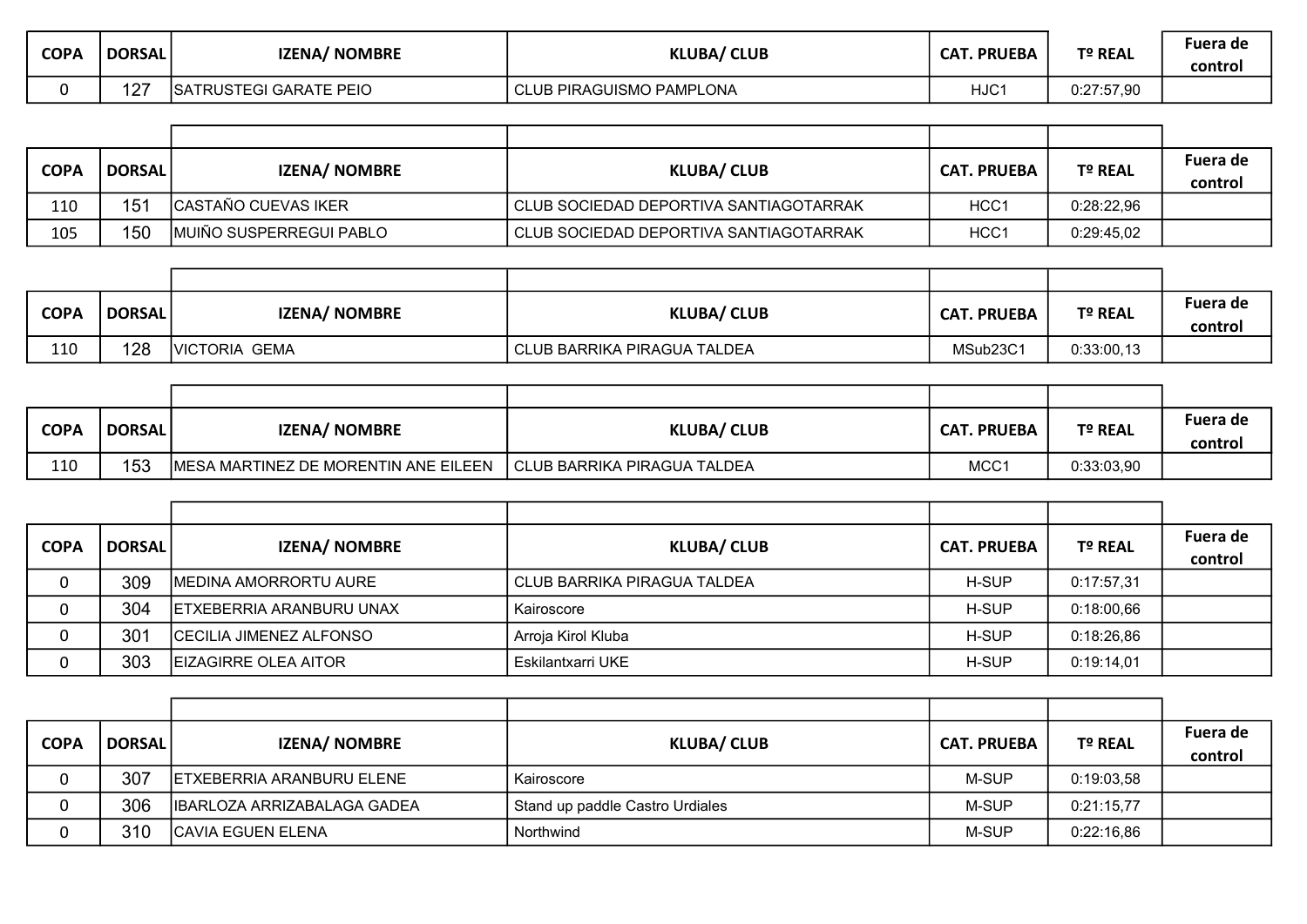| COPA | DORSAL | IZENA/ NOMBRE | KLUBA/ CLUB | CAT. PRUEBA | Tº REAL | Fuera de control |
|---|---|---|---|---|---|---|
| 0 | 127 | SATRUSTEGI GARATE PEIO | CLUB PIRAGUISMO PAMPLONA | HJC1 | 0:27:57,90 | |

| COPA | DORSAL | IZENA/ NOMBRE | KLUBA/ CLUB | CAT. PRUEBA | Tº REAL | Fuera de control |
|---|---|---|---|---|---|---|
| 110 | 151 | CASTAÑO CUEVAS IKER | CLUB SOCIEDAD DEPORTIVA SANTIAGOTARRAK | HCC1 | 0:28:22,96 | |
| 105 | 150 | MUIÑO SUSPERREGUI PABLO | CLUB SOCIEDAD DEPORTIVA SANTIAGOTARRAK | HCC1 | 0:29:45,02 | |

| COPA | DORSAL | IZENA/ NOMBRE | KLUBA/ CLUB | CAT. PRUEBA | Tº REAL | Fuera de control |
|---|---|---|---|---|---|---|
| 110 | 128 | VICTORIA GEMA | CLUB BARRIKA PIRAGUA TALDEA | MSub23C1 | 0:33:00,13 | |

| COPA | DORSAL | IZENA/ NOMBRE | KLUBA/ CLUB | CAT. PRUEBA | Tº REAL | Fuera de control |
|---|---|---|---|---|---|---|
| 110 | 153 | MESA MARTINEZ DE MORENTIN ANE EILEEN | CLUB BARRIKA PIRAGUA TALDEA | MCC1 | 0:33:03,90 | |

| COPA | DORSAL | IZENA/ NOMBRE | KLUBA/ CLUB | CAT. PRUEBA | Tº REAL | Fuera de control |
|---|---|---|---|---|---|---|
| 0 | 309 | MEDINA AMORRORTU AURE | CLUB BARRIKA PIRAGUA TALDEA | H-SUP | 0:17:57,31 | |
| 0 | 304 | ETXEBERRIA ARANBURU UNAX | Kairoscore | H-SUP | 0:18:00,66 | |
| 0 | 301 | CECILIA JIMENEZ ALFONSO | Arroja Kirol Kluba | H-SUP | 0:18:26,86 | |
| 0 | 303 | EIZAGIRRE OLEA AITOR | Eskilantxarri UKE | H-SUP | 0:19:14,01 | |

| COPA | DORSAL | IZENA/ NOMBRE | KLUBA/ CLUB | CAT. PRUEBA | Tº REAL | Fuera de control |
|---|---|---|---|---|---|---|
| 0 | 307 | ETXEBERRIA ARANBURU ELENE | Kairoscore | M-SUP | 0:19:03,58 | |
| 0 | 306 | IBARLOZA ARRIZABALAGA GADEA | Stand up paddle Castro Urdiales | M-SUP | 0:21:15,77 | |
| 0 | 310 | CAVIA EGUEN ELENA | Northwind | M-SUP | 0:22:16,86 | |